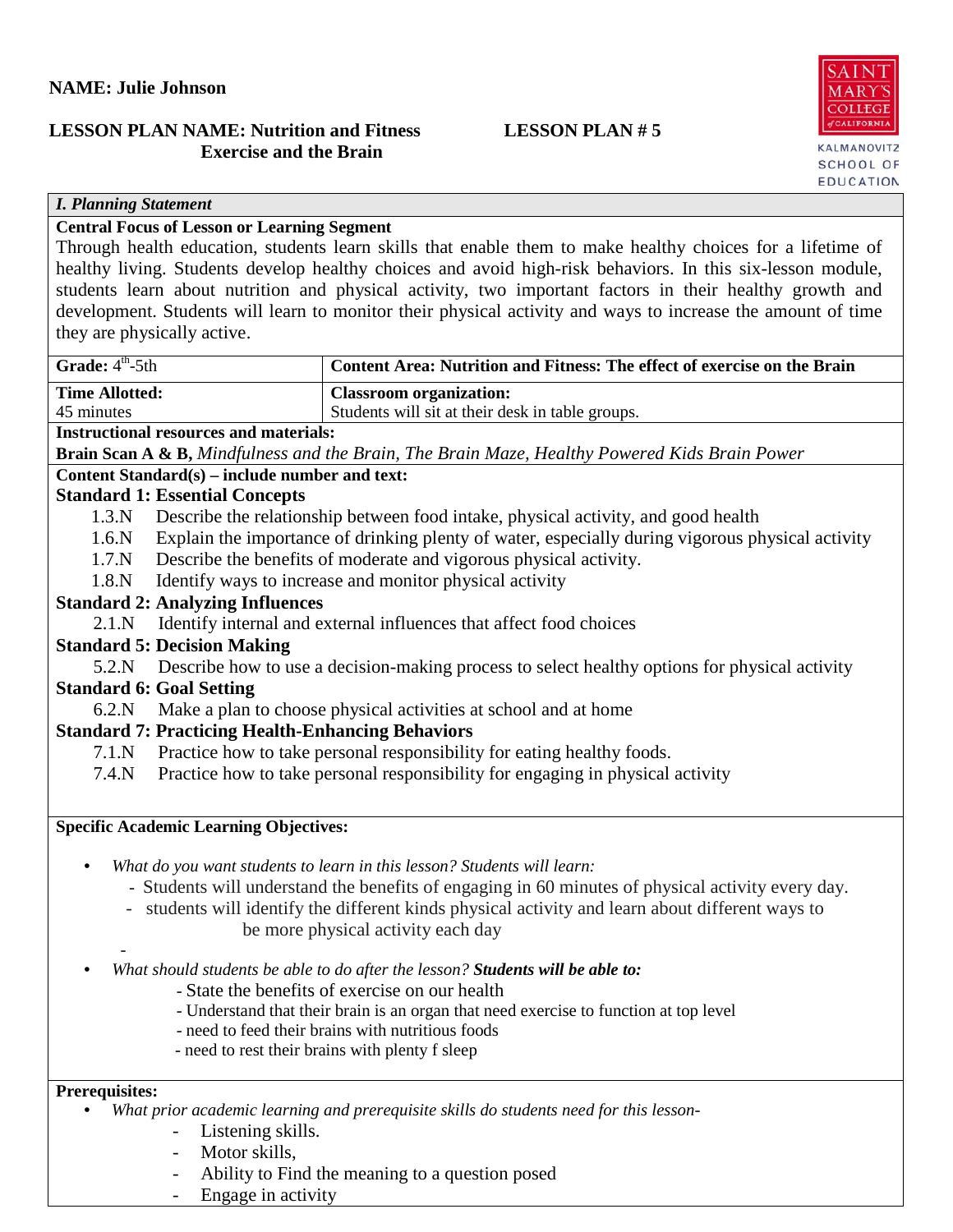**NAME: Julie Johnson**

**LESSON PLAN NAME: Nutrition and Fitness Exercise and the Brain** **LESSON PLAN # 5**

SAINT MARY'S COLLEGE of CALIFORNIA
KALMANOVITZ SCHOOL OF EDUCATION

### *I. Planning Statement*

**Central Focus of Lesson or Learning Segment**

Through health education, students learn skills that enable them to make healthy choices for a lifetime of healthy living. Students develop healthy choices and avoid high-risk behaviors. In this six-lesson module, students learn about nutrition and physical activity, two important factors in their healthy growth and development. Students will learn to monitor their physical activity and ways to increase the amount of time they are physically active.

| **Grade:** 4th-5th | **Content Area: Nutrition and Fitness: The effect of exercise on the Brain** |
|---|---|
| **Time Allotted:** 45 minutes | **Classroom organization:** Students will sit at their desk in table groups. |

**Instructional resources and materials:**

**Brain Scan A & B,** *Mindfulness and the Brain, The Brain Maze, Healthy Powered Kids Brain Power*

**Content Standard(s) – include number and text:**

**Standard 1: Essential Concepts**

- 1.3.N Describe the relationship between food intake, physical activity, and good health
- 1.6.N Explain the importance of drinking plenty of water, especially during vigorous physical activity
- 1.7.N Describe the benefits of moderate and vigorous physical activity.
- 1.8.N Identify ways to increase and monitor physical activity

**Standard 2: Analyzing Influences**

- 2.1.N Identify internal and external influences that affect food choices

**Standard 5: Decision Making**

- 5.2.N Describe how to use a decision-making process to select healthy options for physical activity

**Standard 6: Goal Setting**

- 6.2.N Make a plan to choose physical activities at school and at home

**Standard 7: Practicing Health-Enhancing Behaviors**

- 7.1.N Practice how to take personal responsibility for eating healthy foods.
- 7.4.N Practice how to take personal responsibility for engaging in physical activity

**Specific Academic Learning Objectives:**

- *What do you want students to learn in this lesson? Students will learn:*
  - Students will understand the benefits of engaging in 60 minutes of physical activity every day.
  - students will identify the different kinds physical activity and learn about different ways to be more physical activity each day
  -
- *What should students be able to do after the lesson?* ***Students will be able to:***
  - State the benefits of exercise on our health
  - Understand that their brain is an organ that need exercise to function at top level
  - need to feed their brains with nutritious foods
  - need to rest their brains with plenty f sleep

**Prerequisites:**

- *What prior academic learning and prerequisite skills do students need for this lesson-*
  - Listening skills.
  - Motor skills,
  - Ability to Find the meaning to a question posed
  - Engage in activity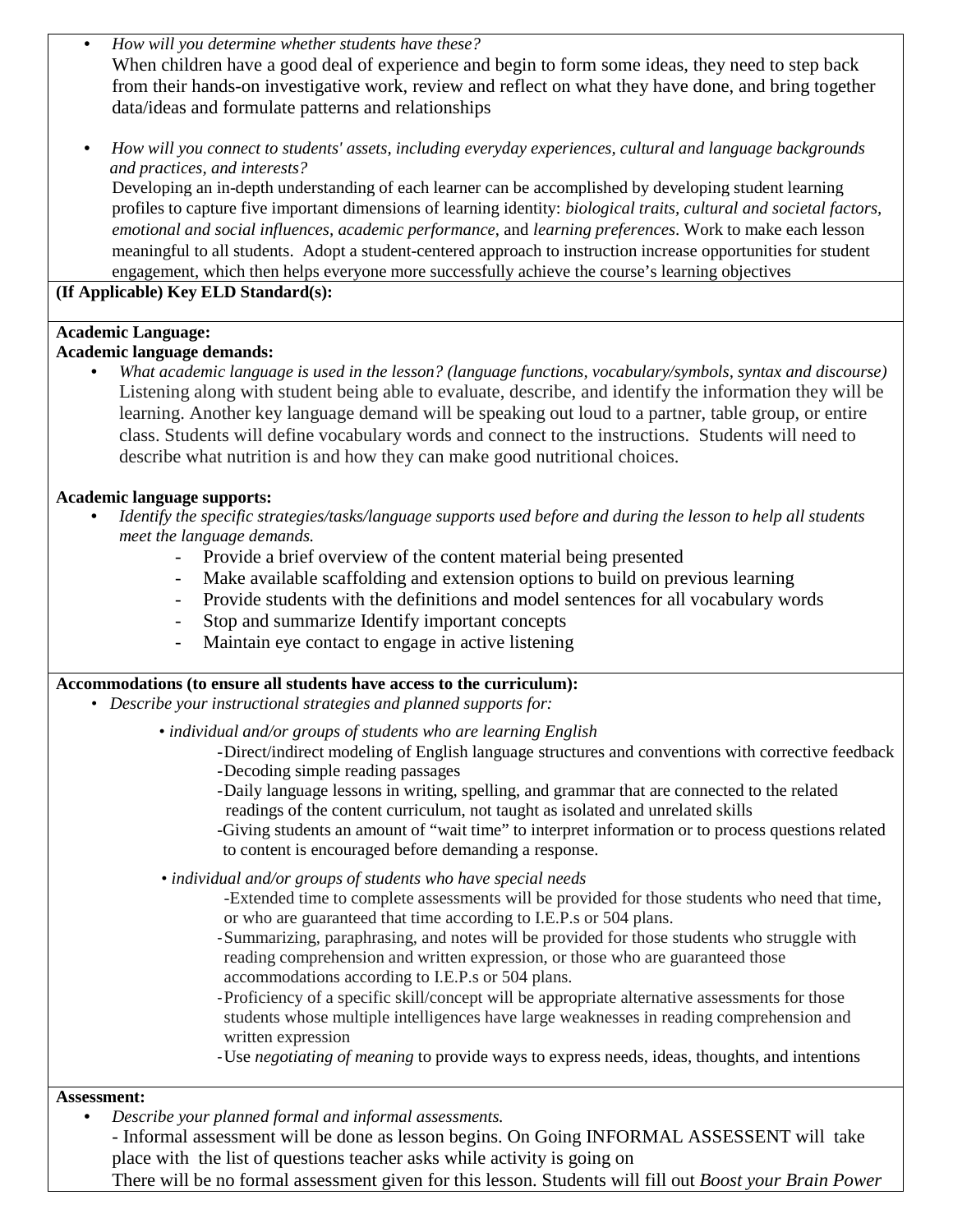- *How will you determine whether students have these?*
  When children have a good deal of experience and begin to form some ideas, they need to step back from their hands-on investigative work, review and reflect on what they have done, and bring together data/ideas and formulate patterns and relationships

- *How will you connect to students' assets, including everyday experiences, cultural and language backgrounds and practices, and interests?*
  Developing an in-depth understanding of each learner can be accomplished by developing student learning profiles to capture five important dimensions of learning identity: *biological traits, cultural and societal factors, emotional and social influences, academic performance*, and *learning preferences*. Work to make each lesson meaningful to all students. Adopt a student-centered approach to instruction increase opportunities for student engagement, which then helps everyone more successfully achieve the course's learning objectives

**(If Applicable) Key ELD Standard(s):**

**Academic Language:**

**Academic language demands:**

- *What academic language is used in the lesson? (language functions, vocabulary/symbols, syntax and discourse)*
  Listening along with student being able to evaluate, describe, and identify the information they will be learning. Another key language demand will be speaking out loud to a partner, table group, or entire class. Students will define vocabulary words and connect to the instructions. Students will need to describe what nutrition is and how they can make good nutritional choices.

**Academic language supports:**

- *Identify the specific strategies/tasks/language supports used before and during the lesson to help all students meet the language demands.*
  - Provide a brief overview of the content material being presented
  - Make available scaffolding and extension options to build on previous learning
  - Provide students with the definitions and model sentences for all vocabulary words
  - Stop and summarize Identify important concepts
  - Maintain eye contact to engage in active listening

**Accommodations (to ensure all students have access to the curriculum):**

- *Describe your instructional strategies and planned supports for:*
  - *individual and/or groups of students who are learning English*
    - Direct/indirect modeling of English language structures and conventions with corrective feedback
    - Decoding simple reading passages
    - Daily language lessons in writing, spelling, and grammar that are connected to the related readings of the content curriculum, not taught as isolated and unrelated skills
    - Giving students an amount of "wait time" to interpret information or to process questions related to content is encouraged before demanding a response.
  - *individual and/or groups of students who have special needs*
    - Extended time to complete assessments will be provided for those students who need that time, or who are guaranteed that time according to I.E.P.s or 504 plans.
    - Summarizing, paraphrasing, and notes will be provided for those students who struggle with reading comprehension and written expression, or those who are guaranteed those accommodations according to I.E.P.s or 504 plans.
    - Proficiency of a specific skill/concept will be appropriate alternative assessments for those students whose multiple intelligences have large weaknesses in reading comprehension and written expression
    - Use *negotiating of meaning* to provide ways to express needs, ideas, thoughts, and intentions

**Assessment:**

- *Describe your planned formal and informal assessments.*
  - Informal assessment will be done as lesson begins. On Going INFORMAL ASSESSENT will take place with the list of questions teacher asks while activity is going on
  There will be no formal assessment given for this lesson. Students will fill out *Boost your Brain Power*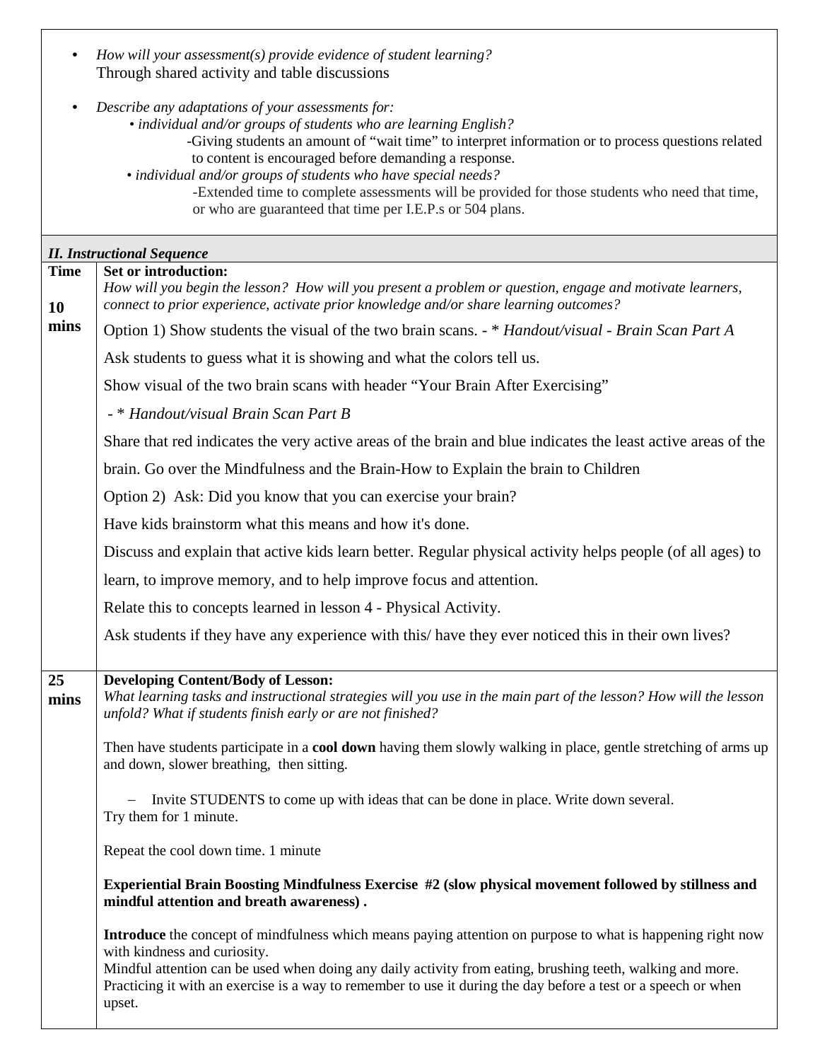- *How will your assessment(s) provide evidence of student learning?*
  Through shared activity and table discussions

- *Describe any adaptations of your assessments for:*
  - *individual and/or groups of students who are learning English?*
    -Giving students an amount of "wait time" to interpret information or to process questions related to content is encouraged before demanding a response.
  - *individual and/or groups of students who have special needs?*
    -Extended time to complete assessments will be provided for those students who need that time, or who are guaranteed that time per I.E.P.s or 504 plans.

## *II. Instructional Sequence*

| Time | |
|---|---|
| **10 mins** | **Set or introduction:**<br>*How will you begin the lesson? How will you present a problem or question, engage and motivate learners, connect to prior experience, activate prior knowledge and/or share learning outcomes?*<br><br>Option 1) Show students the visual of the two brain scans. - * *Handout/visual - Brain Scan Part A*<br><br>Ask students to guess what it is showing and what the colors tell us.<br><br>Show visual of the two brain scans with header "Your Brain After Exercising"<br><br>- * *Handout/visual Brain Scan Part B*<br><br>Share that red indicates the very active areas of the brain and blue indicates the least active areas of the brain. Go over the Mindfulness and the Brain-How to Explain the brain to Children<br><br>Option 2) Ask: Did you know that you can exercise your brain?<br><br>Have kids brainstorm what this means and how it's done.<br><br>Discuss and explain that active kids learn better. Regular physical activity helps people (of all ages) to learn, to improve memory, and to help improve focus and attention.<br><br>Relate this to concepts learned in lesson 4 - Physical Activity.<br><br>Ask students if they have any experience with this/ have they ever noticed this in their own lives? |
| **25 mins** | **Developing Content/Body of Lesson:**<br>*What learning tasks and instructional strategies will you use in the main part of the lesson? How will the lesson unfold? What if students finish early or are not finished?*<br><br>Then have students participate in a **cool down** having them slowly walking in place, gentle stretching of arms up and down, slower breathing, then sitting.<br><br>– Invite STUDENTS to come up with ideas that can be done in place. Write down several.<br>Try them for 1 minute.<br><br>Repeat the cool down time. 1 minute<br><br>**Experiential Brain Boosting Mindfulness Exercise #2 (slow physical movement followed by stillness and mindful attention and breath awareness) .**<br><br>**Introduce** the concept of mindfulness which means paying attention on purpose to what is happening right now with kindness and curiosity.<br>Mindful attention can be used when doing any daily activity from eating, brushing teeth, walking and more. Practicing it with an exercise is a way to remember to use it during the day before a test or a speech or when upset. |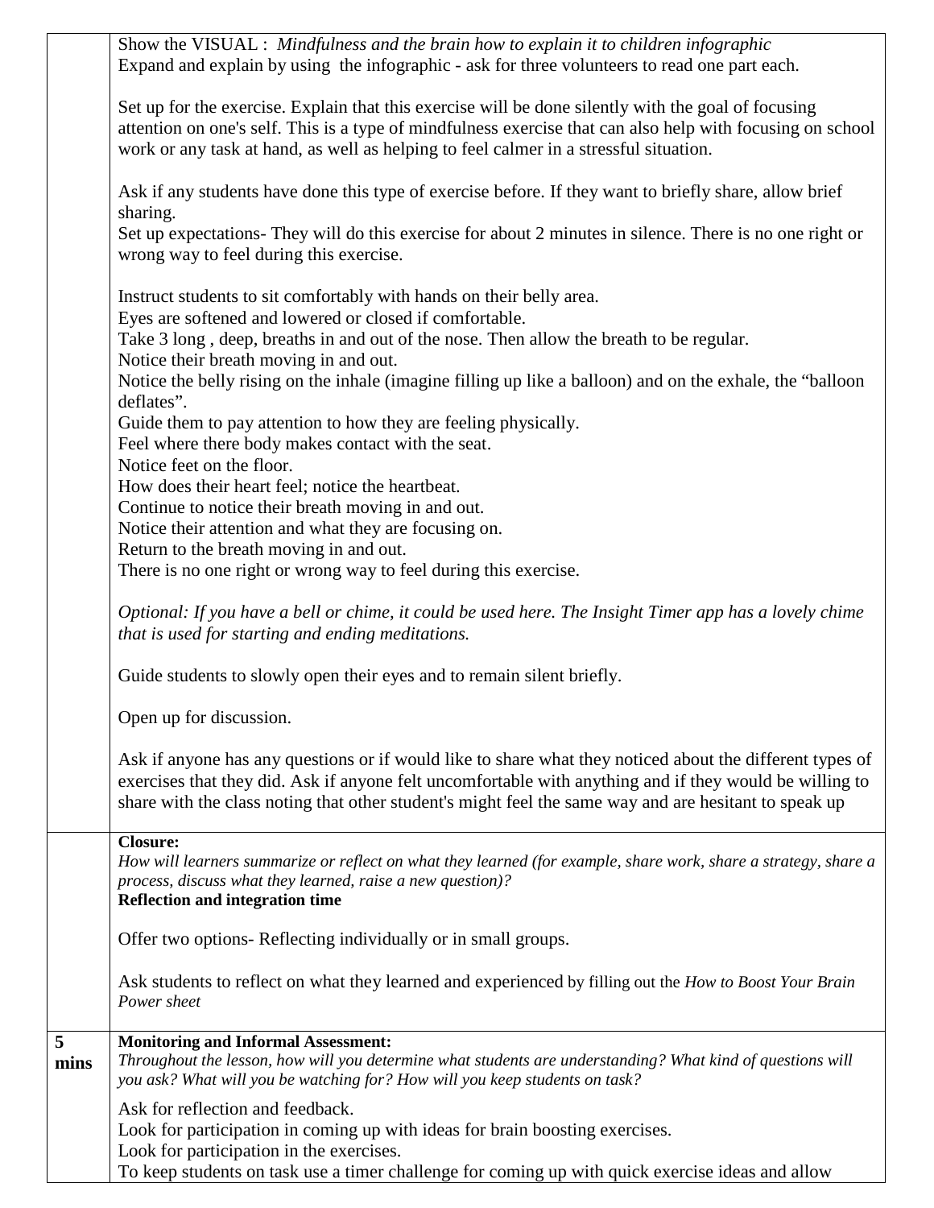|  |  |
|---|---|
|  | Show the VISUAL : *Mindfulness and the brain how to explain it to children infographic*<br>Expand and explain by using the infographic - ask for three volunteers to read one part each.<br><br>Set up for the exercise. Explain that this exercise will be done silently with the goal of focusing attention on one's self. This is a type of mindfulness exercise that can also help with focusing on school work or any task at hand, as well as helping to feel calmer in a stressful situation.<br><br>Ask if any students have done this type of exercise before. If they want to briefly share, allow brief sharing.<br>Set up expectations- They will do this exercise for about 2 minutes in silence. There is no one right or wrong way to feel during this exercise.<br><br>Instruct students to sit comfortably with hands on their belly area.<br>Eyes are softened and lowered or closed if comfortable.<br>Take 3 long , deep, breaths in and out of the nose. Then allow the breath to be regular.<br>Notice their breath moving in and out.<br>Notice the belly rising on the inhale (imagine filling up like a balloon) and on the exhale, the "balloon deflates".<br>Guide them to pay attention to how they are feeling physically.<br>Feel where there body makes contact with the seat.<br>Notice feet on the floor.<br>How does their heart feel; notice the heartbeat.<br>Continue to notice their breath moving in and out.<br>Notice their attention and what they are focusing on.<br>Return to the breath moving in and out.<br>There is no one right or wrong way to feel during this exercise.<br><br>*Optional: If you have a bell or chime, it could be used here. The Insight Timer app has a lovely chime that is used for starting and ending meditations.*<br><br>Guide students to slowly open their eyes and to remain silent briefly.<br><br>Open up for discussion.<br><br>Ask if anyone has any questions or if would like to share what they noticed about the different types of exercises that they did. Ask if anyone felt uncomfortable with anything and if they would be willing to share with the class noting that other student's might feel the same way and are hesitant to speak up |
|  | **Closure:**<br>*How will learners summarize or reflect on what they learned (for example, share work, share a strategy, share a process, discuss what they learned, raise a new question)?*<br>**Reflection and integration time**<br><br>Offer two options- Reflecting individually or in small groups.<br><br>Ask students to reflect on what they learned and experienced by filling out the *How to Boost Your Brain Power sheet* |
| **5 mins** | **Monitoring and Informal Assessment:**<br>*Throughout the lesson, how will you determine what students are understanding? What kind of questions will you ask? What will you be watching for? How will you keep students on task?*<br><br>Ask for reflection and feedback.<br>Look for participation in coming up with ideas for brain boosting exercises.<br>Look for participation in the exercises.<br>To keep students on task use a timer challenge for coming up with quick exercise ideas and allow |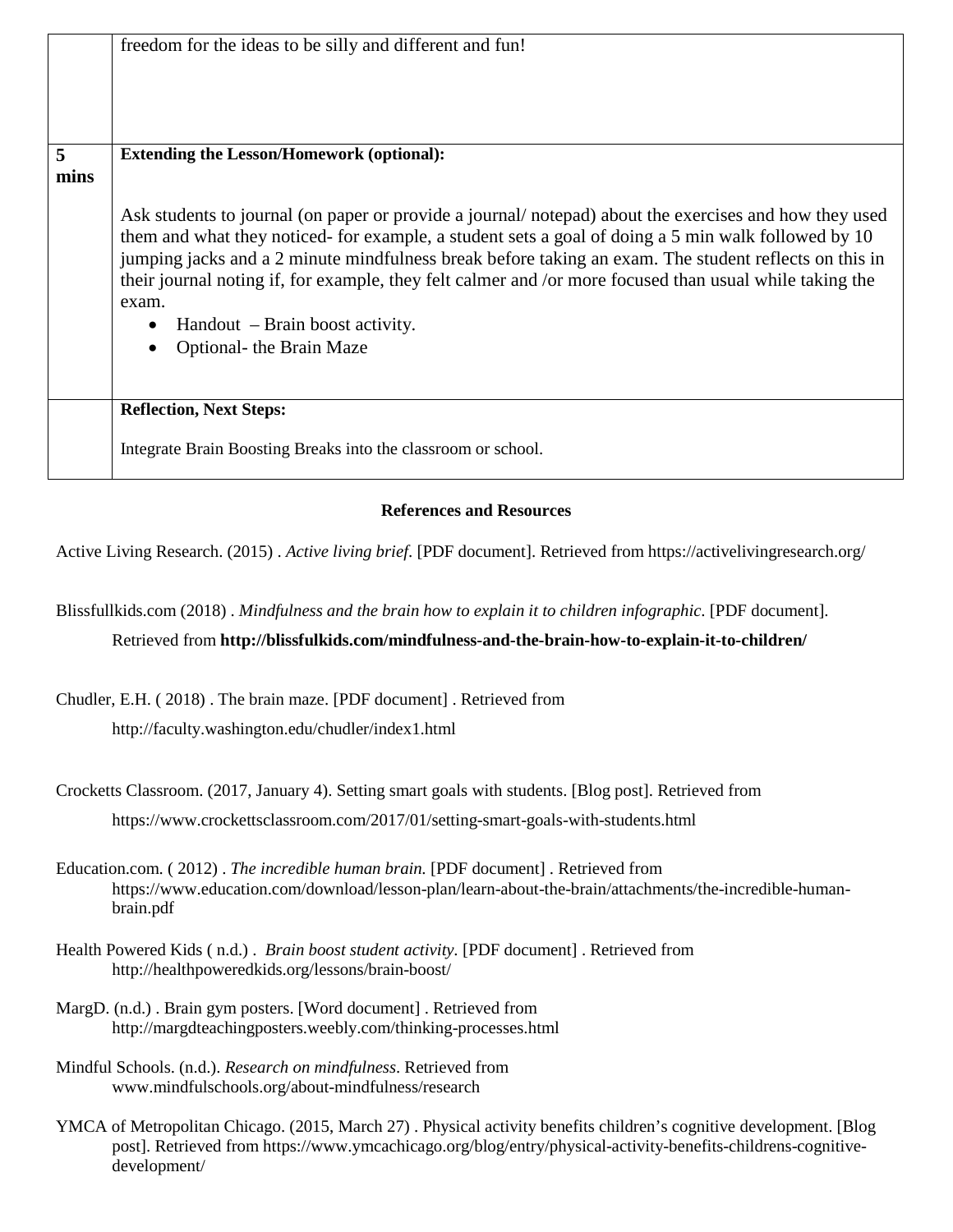| | |
|---|---|
| | freedom for the ideas to be silly and different and fun! |
| **5 mins** | **Extending the Lesson/Homework (optional):**<br><br>Ask students to journal (on paper or provide a journal/ notepad) about the exercises and how they used them and what they noticed- for example, a student sets a goal of doing a 5 min walk followed by 10 jumping jacks and a 2 minute mindfulness break before taking an exam. The student reflects on this in their journal noting if, for example, they felt calmer and /or more focused than usual while taking the exam.<br>• Handout – Brain boost activity.<br>• Optional- the Brain Maze |
| | **Reflection, Next Steps:**<br><br>Integrate Brain Boosting Breaks into the classroom or school. |

**References and Resources**

Active Living Research. (2015) . *Active living brief*. [PDF document]. Retrieved from https://activelivingresearch.org/

Blissfullkids.com (2018) . *Mindfulness and the brain how to explain it to children infographic*. [PDF document]. Retrieved from **http://blissfulkids.com/mindfulness-and-the-brain-how-to-explain-it-to-children/**

Chudler, E.H. ( 2018) . The brain maze. [PDF document] . Retrieved from http://faculty.washington.edu/chudler/index1.html

Crocketts Classroom. (2017, January 4). Setting smart goals with students. [Blog post]. Retrieved from https://www.crockettsclassroom.com/2017/01/setting-smart-goals-with-students.html

Education.com. ( 2012) . *The incredible human brain.* [PDF document] . Retrieved from https://www.education.com/download/lesson-plan/learn-about-the-brain/attachments/the-incredible-human-brain.pdf

Health Powered Kids ( n.d.) . *Brain boost student activity*. [PDF document] . Retrieved from http://healthpoweredkids.org/lessons/brain-boost/

MargD. (n.d.) . Brain gym posters. [Word document] . Retrieved from http://margdteachingposters.weebly.com/thinking-processes.html

Mindful Schools. (n.d.). *Research on mindfulness*. Retrieved from www.mindfulschools.org/about-mindfulness/research

YMCA of Metropolitan Chicago. (2015, March 27) . Physical activity benefits children's cognitive development. [Blog post]. Retrieved from https://www.ymcachicago.org/blog/entry/physical-activity-benefits-childrens-cognitive-development/